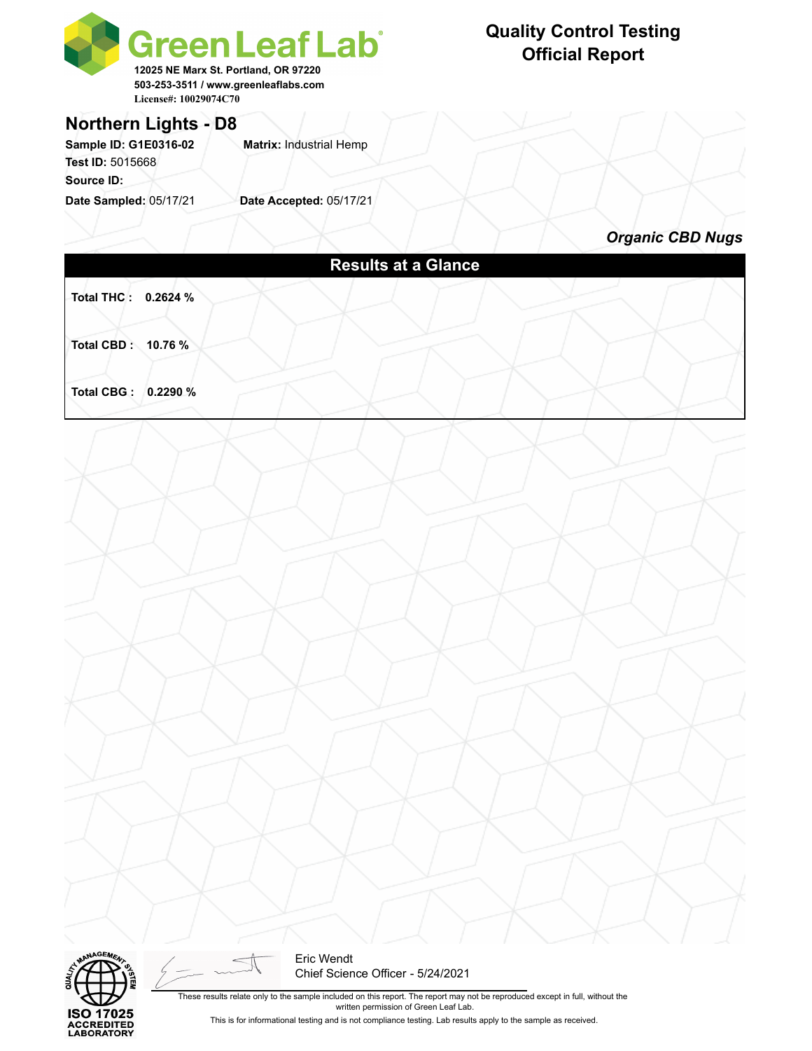**Green Leaf Lab**

12025 NE Marx St. Portland, OR 97220
503-253-3511 / www.greenleaflabs.com
License#: 10029074C70

# Quality Control Testing Official Report

## Northern Lights - D8

**Sample ID:** G1E0316-02 **Matrix:** Industrial Hemp
**Test ID:** 5015668
**Source ID:**
**Date Sampled:** 05/17/21 **Date Accepted:** 05/17/21

***Organic CBD Nugs***

### Results at a Glance

**Total THC : 0.2624 %**

**Total CBD : 10.76 %**

**Total CBG : 0.2290 %**

ISO 17025 ACCREDITED LABORATORY

Eric Wendt
Chief Science Officer - 5/24/2021

These results relate only to the sample included on this report. The report may not be reproduced except in full, without the written permission of Green Leaf Lab.

This is for informational testing and is not compliance testing. Lab results apply to the sample as received.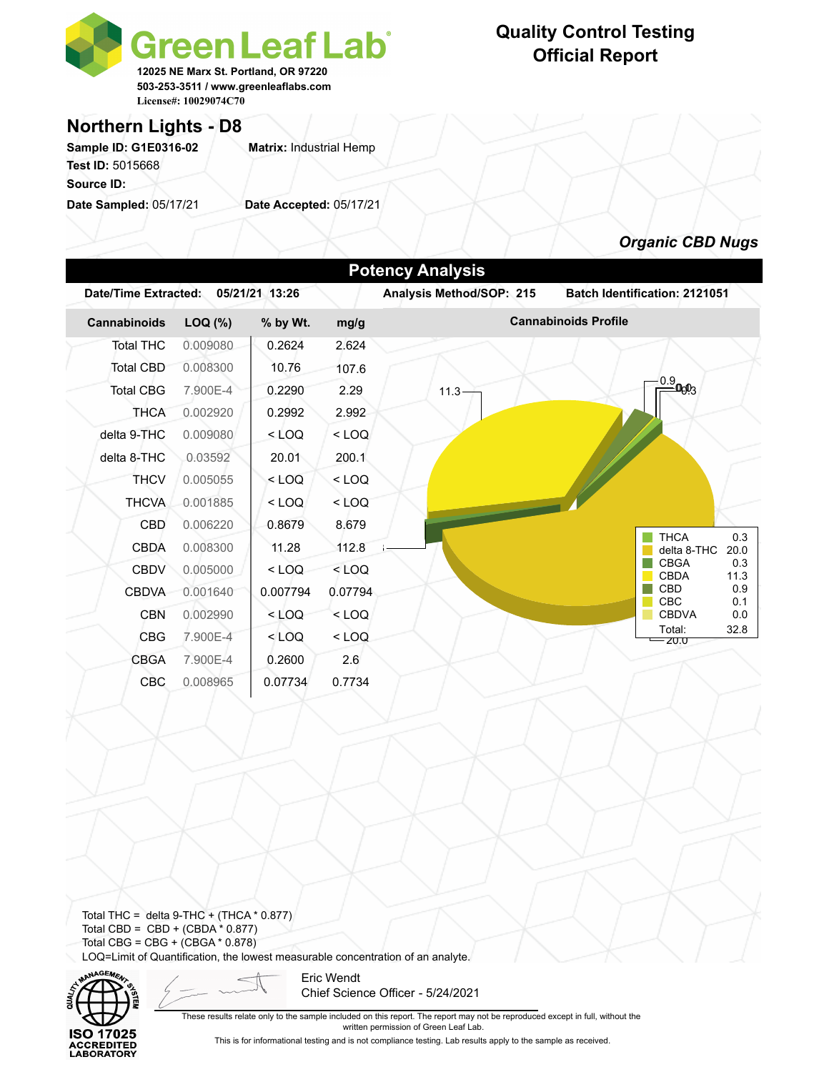# Green Leaf Lab

12025 NE Marx St. Portland, OR 97220
503-253-3511 / www.greenleaflabs.com
License#: 10029074C70

## Quality Control Testing Official Report

## Northern Lights - D8

**Sample ID:** G1E0316-02 **Matrix:** Industrial Hemp
**Test ID:** 5015668
**Source ID:**
**Date Sampled:** 05/17/21 **Date Accepted:** 05/17/21

***Organic CBD Nugs***

### Potency Analysis

**Date/Time Extracted:** 05/21/21 13:26 **Analysis Method/SOP:** 215 **Batch Identification:** 2121051

| Cannabinoids | LOQ (%) | % by Wt. | mg/g |
|---|---|---|---|
| Total THC | 0.009080 | 0.2624 | 2.624 |
| Total CBD | 0.008300 | 10.76 | 107.6 |
| Total CBG | 7.900E-4 | 0.2290 | 2.29 |
| THCA | 0.002920 | 0.2992 | 2.992 |
| delta 9-THC | 0.009080 | < LOQ | < LOQ |
| delta 8-THC | 0.03592 | 20.01 | 200.1 |
| THCV | 0.005055 | < LOQ | < LOQ |
| THCVA | 0.001885 | < LOQ | < LOQ |
| CBD | 0.006220 | 0.8679 | 8.679 |
| CBDA | 0.008300 | 11.28 | 112.8 |
| CBDV | 0.005000 | < LOQ | < LOQ |
| CBDVA | 0.001640 | 0.007794 | 0.07794 |
| CBN | 0.002990 | < LOQ | < LOQ |
| CBG | 7.900E-4 | < LOQ | < LOQ |
| CBGA | 7.900E-4 | 0.2600 | 2.6 |
| CBC | 0.008965 | 0.07734 | 0.7734 |

**Cannabinoids Profile**

| Cannabinoid | Value |
|---|---|
| THCA | 0.3 |
| delta 8-THC | 20.0 |
| CBGA | 0.3 |
| CBDA | 11.3 |
| CBD | 0.9 |
| CBC | 0.1 |
| CBDVA | 0.0 |
| Total: | 32.8 |

Total THC = delta 9-THC + (THCA * 0.877)
Total CBD = CBD + (CBDA * 0.877)
Total CBG = CBG + (CBGA * 0.878)
LOQ=Limit of Quantification, the lowest measurable concentration of an analyte.

ISO 17025 ACCREDITED LABORATORY

Eric Wendt
Chief Science Officer - 5/24/2021

These results relate only to the sample included on this report. The report may not be reproduced except in full, without the written permission of Green Leaf Lab.

This is for informational testing and is not compliance testing. Lab results apply to the sample as received.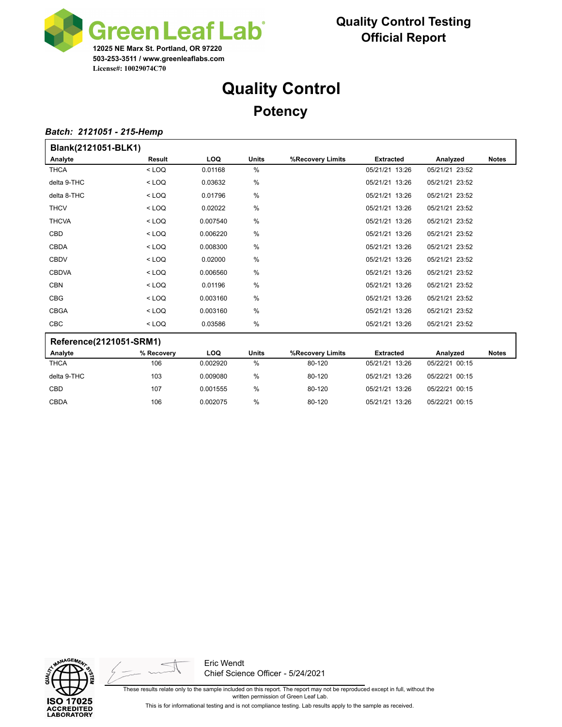**Green Leaf Lab**
12025 NE Marx St. Portland, OR 97220
503-253-3511 / www.greenleaflabs.com
License#: 10029074C70

**Quality Control Testing**
**Official Report**

# Quality Control

## Potency

***Batch: 2121051 - 215-Hemp***

### Blank(2121051-BLK1)

| Analyte | Result | LOQ | Units | %Recovery Limits | Extracted | Analyzed | Notes |
|---|---|---|---|---|---|---|---|
| THCA | < LOQ | 0.01168 | % | | 05/21/21 13:26 | 05/21/21 23:52 | |
| delta 9-THC | < LOQ | 0.03632 | % | | 05/21/21 13:26 | 05/21/21 23:52 | |
| delta 8-THC | < LOQ | 0.01796 | % | | 05/21/21 13:26 | 05/21/21 23:52 | |
| THCV | < LOQ | 0.02022 | % | | 05/21/21 13:26 | 05/21/21 23:52 | |
| THCVA | < LOQ | 0.007540 | % | | 05/21/21 13:26 | 05/21/21 23:52 | |
| CBD | < LOQ | 0.006220 | % | | 05/21/21 13:26 | 05/21/21 23:52 | |
| CBDA | < LOQ | 0.008300 | % | | 05/21/21 13:26 | 05/21/21 23:52 | |
| CBDV | < LOQ | 0.02000 | % | | 05/21/21 13:26 | 05/21/21 23:52 | |
| CBDVA | < LOQ | 0.006560 | % | | 05/21/21 13:26 | 05/21/21 23:52 | |
| CBN | < LOQ | 0.01196 | % | | 05/21/21 13:26 | 05/21/21 23:52 | |
| CBG | < LOQ | 0.003160 | % | | 05/21/21 13:26 | 05/21/21 23:52 | |
| CBGA | < LOQ | 0.003160 | % | | 05/21/21 13:26 | 05/21/21 23:52 | |
| CBC | < LOQ | 0.03586 | % | | 05/21/21 13:26 | 05/21/21 23:52 | |

### Reference(2121051-SRM1)

| Analyte | % Recovery | LOQ | Units | %Recovery Limits | Extracted | Analyzed | Notes |
|---|---|---|---|---|---|---|---|
| THCA | 106 | 0.002920 | % | 80-120 | 05/21/21 13:26 | 05/22/21 00:15 | |
| delta 9-THC | 103 | 0.009080 | % | 80-120 | 05/21/21 13:26 | 05/22/21 00:15 | |
| CBD | 107 | 0.001555 | % | 80-120 | 05/21/21 13:26 | 05/22/21 00:15 | |
| CBDA | 106 | 0.002075 | % | 80-120 | 05/21/21 13:26 | 05/22/21 00:15 | |

ISO 17025 ACCREDITED LABORATORY

Eric Wendt
Chief Science Officer - 5/24/2021

These results relate only to the sample included on this report. The report may not be reproduced except in full, without the written permission of Green Leaf Lab.

This is for informational testing and is not compliance testing. Lab results apply to the sample as received.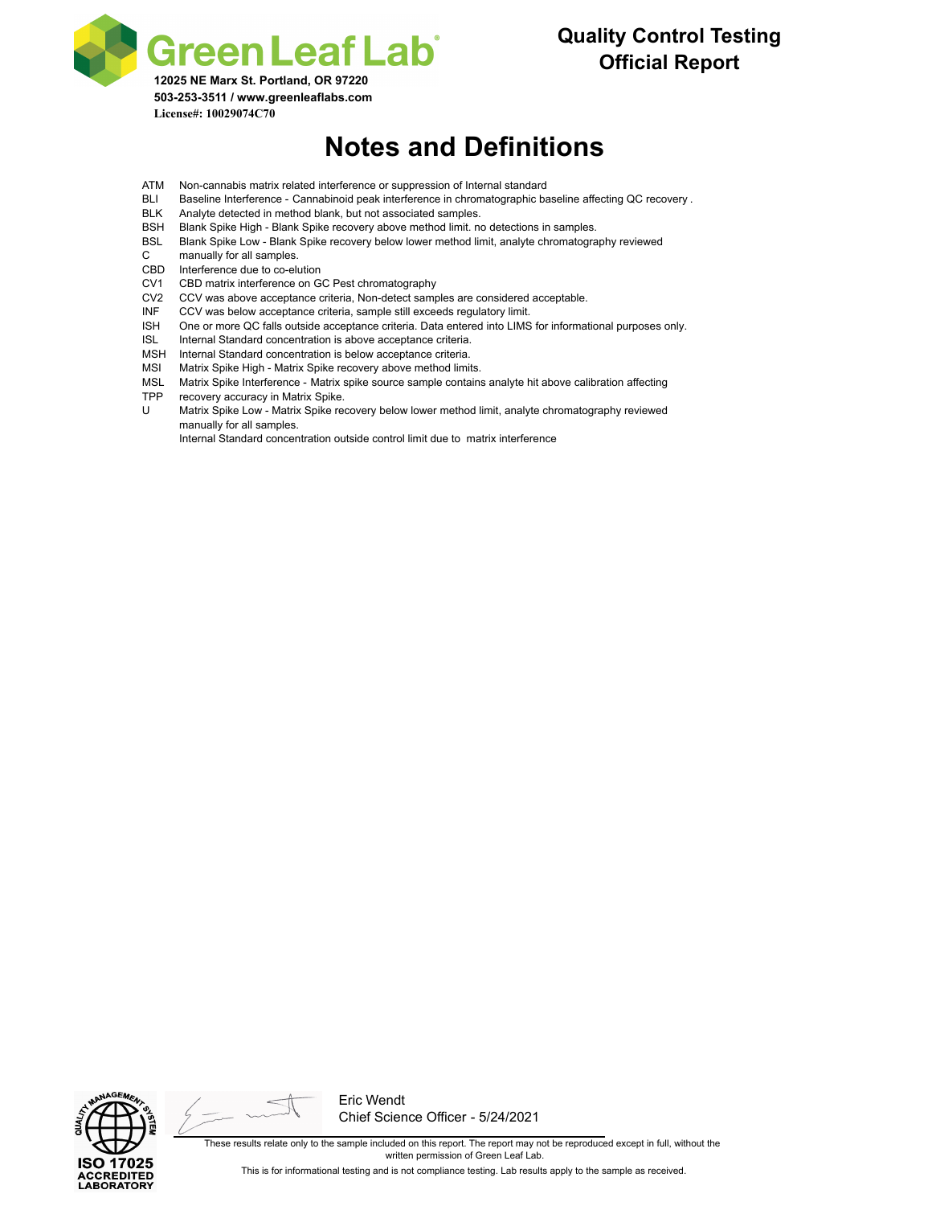# Notes and Definitions

ATM Non-cannabis matrix related interference or suppression of Internal standard
BLI Baseline Interference - Cannabinoid peak interference in chromatographic baseline affecting QC recovery .
BLK Analyte detected in method blank, but not associated samples.
BSH Blank Spike High - Blank Spike recovery above method limit. no detections in samples.
BSL Blank Spike Low - Blank Spike recovery below lower method limit, analyte chromatography reviewed
C manually for all samples.
CBD Interference due to co-elution
CV1 CBD matrix interference on GC Pest chromatography
CV2 CCV was above acceptance criteria, Non-detect samples are considered acceptable.
INF CCV was below acceptance criteria, sample still exceeds regulatory limit.
ISH One or more QC falls outside acceptance criteria. Data entered into LIMS for informational purposes only.
ISL Internal Standard concentration is above acceptance criteria.
MSH Internal Standard concentration is below acceptance criteria.
MSI Matrix Spike High - Matrix Spike recovery above method limits.
MSL Matrix Spike Interference - Matrix spike source sample contains analyte hit above calibration affecting
TPP recovery accuracy in Matrix Spike.
U Matrix Spike Low - Matrix Spike recovery below lower method limit, analyte chromatography reviewed
manually for all samples.
Internal Standard concentration outside control limit due to matrix interference